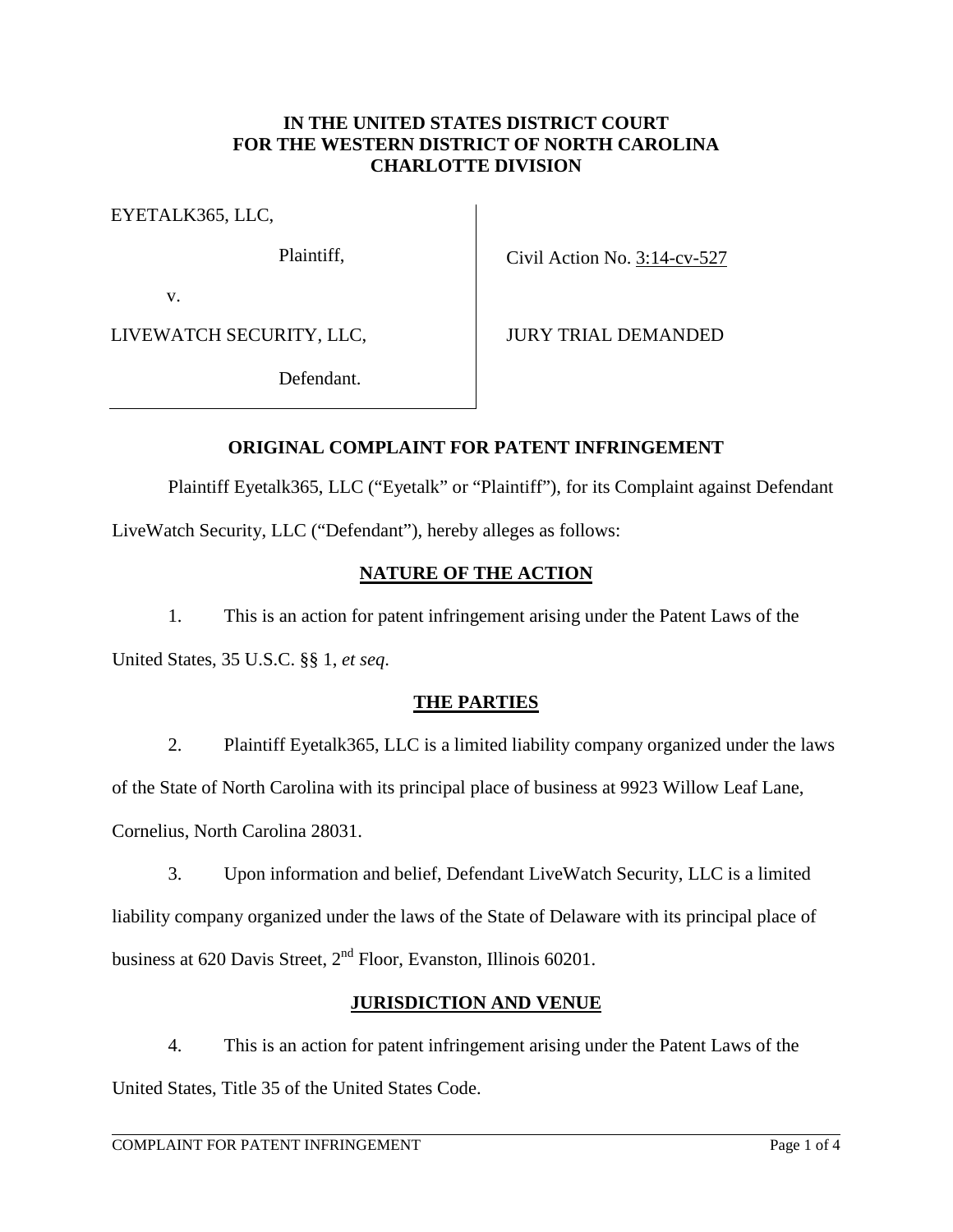**IN THE UNITED STATES DISTRICT COURT**
**FOR THE WESTERN DISTRICT OF NORTH CAROLINA**
**CHARLOTTE DIVISION**

| | |
|---|---|
| EYETALK365, LLC, | |
| Plaintiff, | Civil Action No. 3:14-cv-527 |
| v. | |
| LIVEWATCH SECURITY, LLC, | JURY TRIAL DEMANDED |
| Defendant. | |

## ORIGINAL COMPLAINT FOR PATENT INFRINGEMENT

Plaintiff Eyetalk365, LLC ("Eyetalk" or "Plaintiff"), for its Complaint against Defendant LiveWatch Security, LLC ("Defendant"), hereby alleges as follows:

### NATURE OF THE ACTION

1. This is an action for patent infringement arising under the Patent Laws of the United States, 35 U.S.C. §§ 1, *et seq*.

### THE PARTIES

2. Plaintiff Eyetalk365, LLC is a limited liability company organized under the laws of the State of North Carolina with its principal place of business at 9923 Willow Leaf Lane, Cornelius, North Carolina 28031.

3. Upon information and belief, Defendant LiveWatch Security, LLC is a limited liability company organized under the laws of the State of Delaware with its principal place of business at 620 Davis Street, 2nd Floor, Evanston, Illinois 60201.

### JURISDICTION AND VENUE

4. This is an action for patent infringement arising under the Patent Laws of the United States, Title 35 of the United States Code.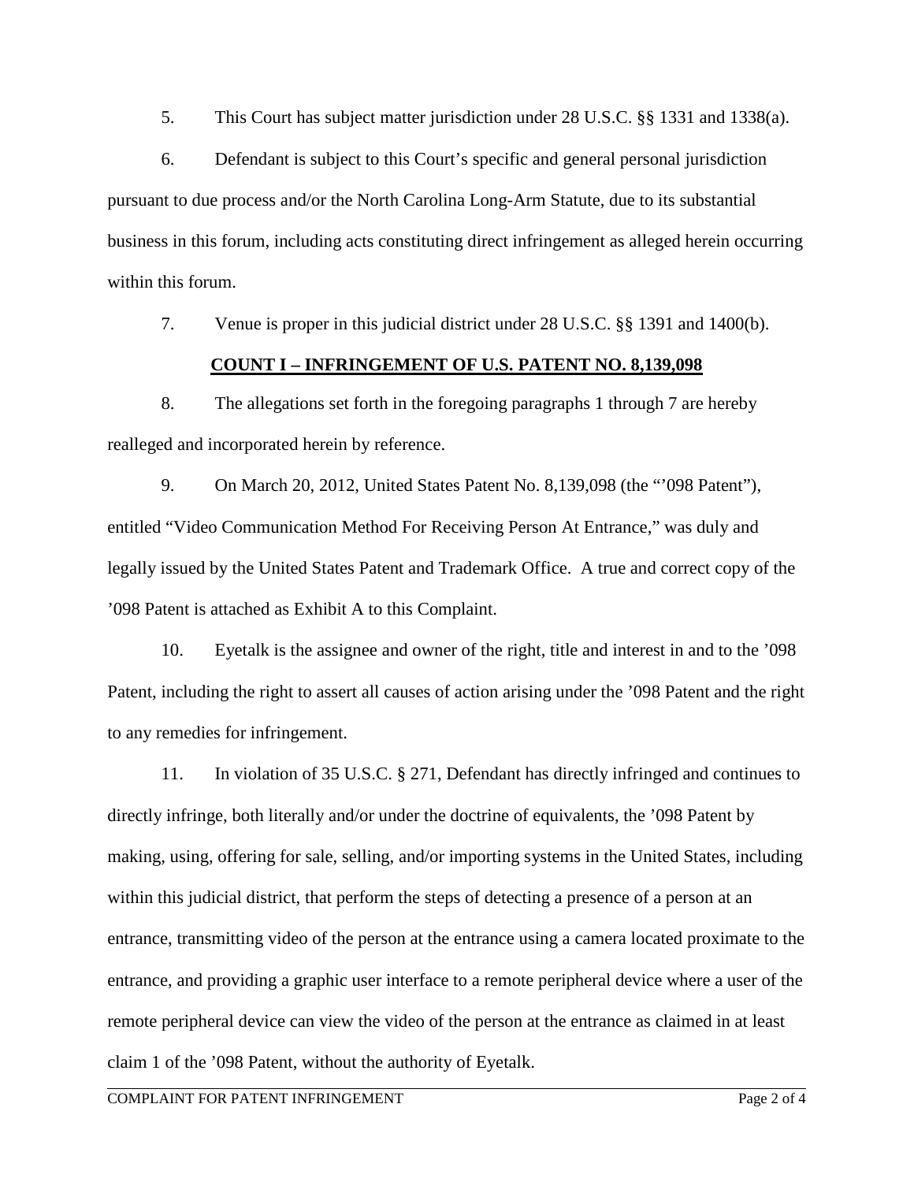5. This Court has subject matter jurisdiction under 28 U.S.C. §§ 1331 and 1338(a).

6. Defendant is subject to this Court's specific and general personal jurisdiction pursuant to due process and/or the North Carolina Long-Arm Statute, due to its substantial business in this forum, including acts constituting direct infringement as alleged herein occurring within this forum.

7. Venue is proper in this judicial district under 28 U.S.C. §§ 1391 and 1400(b).

## **COUNT I – INFRINGEMENT OF U.S. PATENT NO. 8,139,098**

8. The allegations set forth in the foregoing paragraphs 1 through 7 are hereby realleged and incorporated herein by reference.

9. On March 20, 2012, United States Patent No. 8,139,098 (the "'098 Patent"), entitled "Video Communication Method For Receiving Person At Entrance," was duly and legally issued by the United States Patent and Trademark Office. A true and correct copy of the '098 Patent is attached as Exhibit A to this Complaint.

10. Eyetalk is the assignee and owner of the right, title and interest in and to the '098 Patent, including the right to assert all causes of action arising under the '098 Patent and the right to any remedies for infringement.

11. In violation of 35 U.S.C. § 271, Defendant has directly infringed and continues to directly infringe, both literally and/or under the doctrine of equivalents, the '098 Patent by making, using, offering for sale, selling, and/or importing systems in the United States, including within this judicial district, that perform the steps of detecting a presence of a person at an entrance, transmitting video of the person at the entrance using a camera located proximate to the entrance, and providing a graphic user interface to a remote peripheral device where a user of the remote peripheral device can view the video of the person at the entrance as claimed in at least claim 1 of the '098 Patent, without the authority of Eyetalk.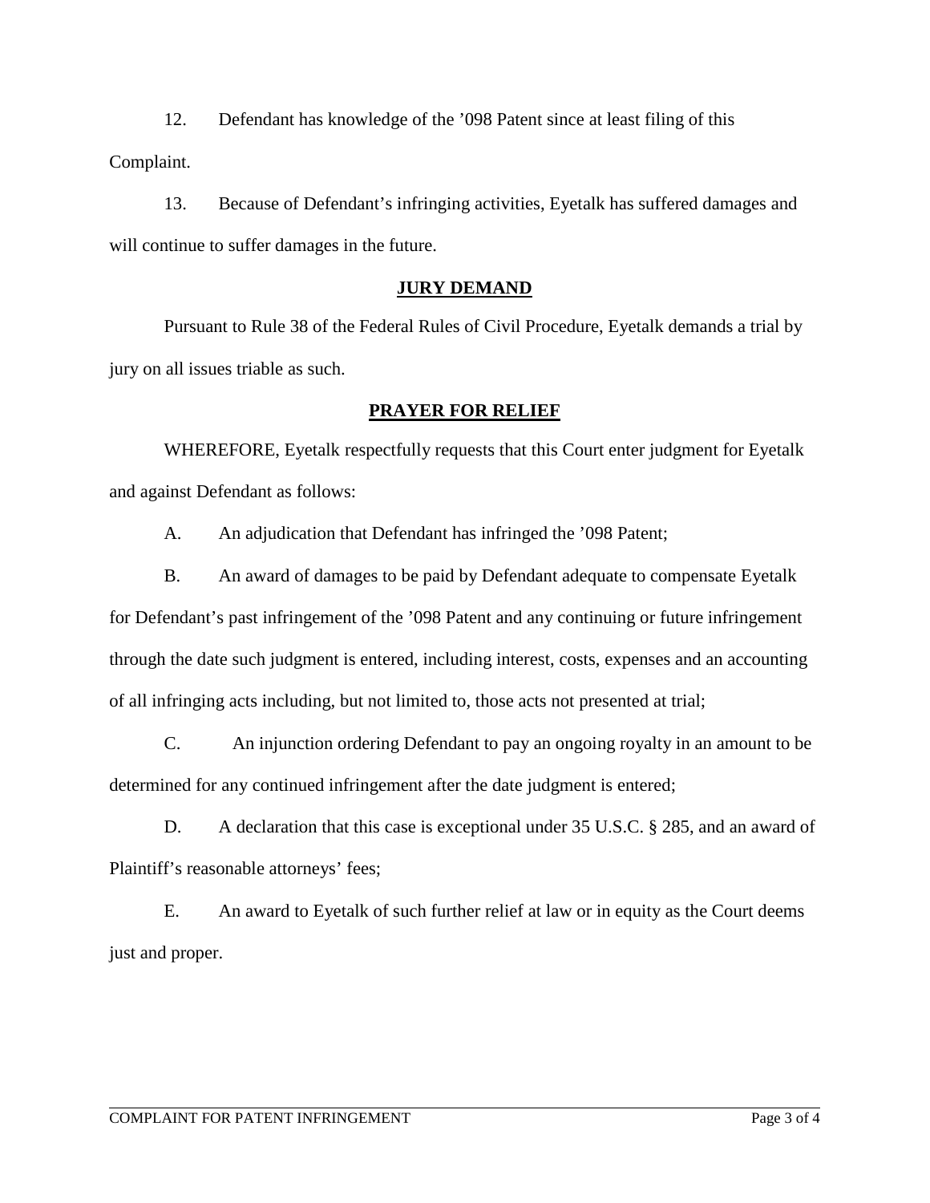12. Defendant has knowledge of the ’098 Patent since at least filing of this Complaint.

13. Because of Defendant’s infringing activities, Eyetalk has suffered damages and will continue to suffer damages in the future.

## JURY DEMAND

Pursuant to Rule 38 of the Federal Rules of Civil Procedure, Eyetalk demands a trial by jury on all issues triable as such.

## PRAYER FOR RELIEF

WHEREFORE, Eyetalk respectfully requests that this Court enter judgment for Eyetalk and against Defendant as follows:

A. An adjudication that Defendant has infringed the ’098 Patent;

B. An award of damages to be paid by Defendant adequate to compensate Eyetalk for Defendant’s past infringement of the ’098 Patent and any continuing or future infringement through the date such judgment is entered, including interest, costs, expenses and an accounting of all infringing acts including, but not limited to, those acts not presented at trial;

C. An injunction ordering Defendant to pay an ongoing royalty in an amount to be determined for any continued infringement after the date judgment is entered;

D. A declaration that this case is exceptional under 35 U.S.C. § 285, and an award of Plaintiff’s reasonable attorneys’ fees;

E. An award to Eyetalk of such further relief at law or in equity as the Court deems just and proper.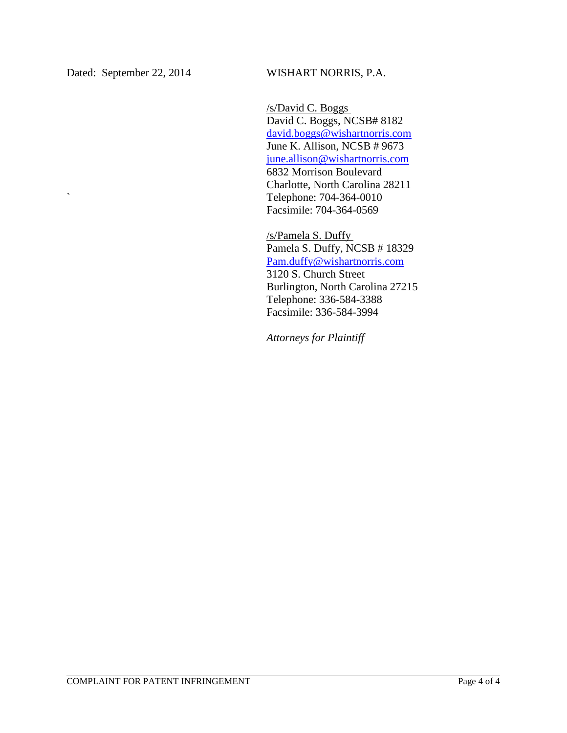Dated: September 22, 2014

WISHART NORRIS, P.A.

/s/David C. Boggs
David C. Boggs, NCSB# 8182
david.boggs@wishartnorris.com
June K. Allison, NCSB # 9673
june.allison@wishartnorris.com
6832 Morrison Boulevard
Charlotte, North Carolina 28211
Telephone: 704-364-0010
Facsimile: 704-364-0569

/s/Pamela S. Duffy
Pamela S. Duffy, NCSB # 18329
Pam.duffy@wishartnorris.com
3120 S. Church Street
Burlington, North Carolina 27215
Telephone: 336-584-3388
Facsimile: 336-584-3994

*Attorneys for Plaintiff*